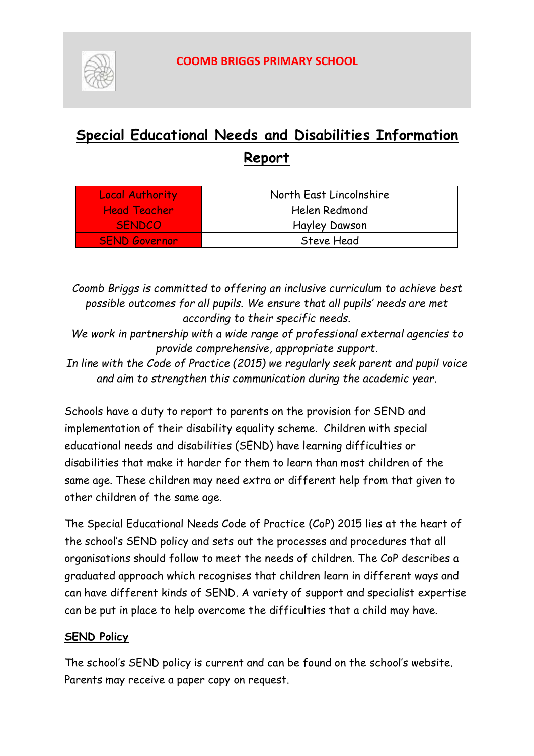**COOMB BRIGGS PRIMARY SCHOOL**

# Special Educational Needs and Disabilities Information Report

| Local Authority | North East Lincolnshire |
|---|---|
| Head Teacher | Helen Redmond |
| SENDCO | Hayley Dawson |
| SEND Governor | Steve Head |

*Coomb Briggs is committed to offering an inclusive curriculum to achieve best possible outcomes for all pupils. We ensure that all pupils' needs are met according to their specific needs.*
*We work in partnership with a wide range of professional external agencies to provide comprehensive, appropriate support.*
*In line with the Code of Practice (2015) we regularly seek parent and pupil voice and aim to strengthen this communication during the academic year.*

Schools have a duty to report to parents on the provision for SEND and implementation of their disability equality scheme. Children with special educational needs and disabilities (SEND) have learning difficulties or disabilities that make it harder for them to learn than most children of the same age. These children may need extra or different help from that given to other children of the same age.

The Special Educational Needs Code of Practice (CoP) 2015 lies at the heart of the school's SEND policy and sets out the processes and procedures that all organisations should follow to meet the needs of children. The CoP describes a graduated approach which recognises that children learn in different ways and can have different kinds of SEND. A variety of support and specialist expertise can be put in place to help overcome the difficulties that a child may have.

## SEND Policy

The school's SEND policy is current and can be found on the school's website. Parents may receive a paper copy on request.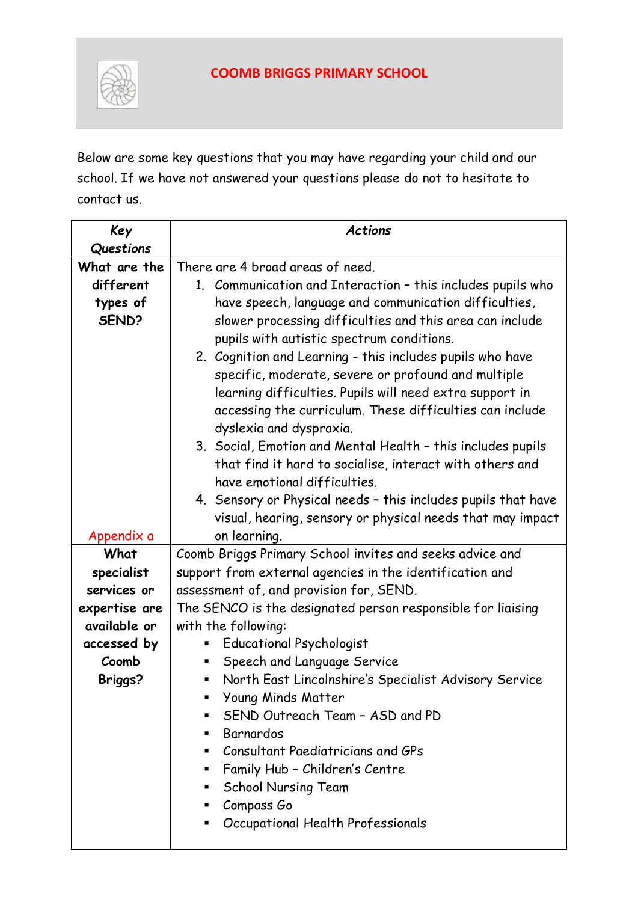# COOMB BRIGGS PRIMARY SCHOOL

Below are some key questions that you may have regarding your child and our school. If we have not answered your questions please do not to hesitate to contact us.

| **Key Questions** | **Actions** |
|---|---|
| **What are the different types of SEND?**<br><br>Appendix a | There are 4 broad areas of need.<br>1. Communication and Interaction – this includes pupils who have speech, language and communication difficulties, slower processing difficulties and this area can include pupils with autistic spectrum conditions.<br>2. Cognition and Learning - this includes pupils who have specific, moderate, severe or profound and multiple learning difficulties. Pupils will need extra support in accessing the curriculum. These difficulties can include dyslexia and dyspraxia.<br>3. Social, Emotion and Mental Health – this includes pupils that find it hard to socialise, interact with others and have emotional difficulties.<br>4. Sensory or Physical needs – this includes pupils that have visual, hearing, sensory or physical needs that may impact on learning. |
| **What specialist services or expertise are available or accessed by Coomb Briggs?** | Coomb Briggs Primary School invites and seeks advice and support from external agencies in the identification and assessment of, and provision for, SEND.<br>The SENCO is the designated person responsible for liaising with the following:<br>▪ Educational Psychologist<br>▪ Speech and Language Service<br>▪ North East Lincolnshire's Specialist Advisory Service<br>▪ Young Minds Matter<br>▪ SEND Outreach Team – ASD and PD<br>▪ Barnardos<br>▪ Consultant Paediatricians and GPs<br>▪ Family Hub – Children's Centre<br>▪ School Nursing Team<br>▪ Compass Go<br>▪ Occupational Health Professionals |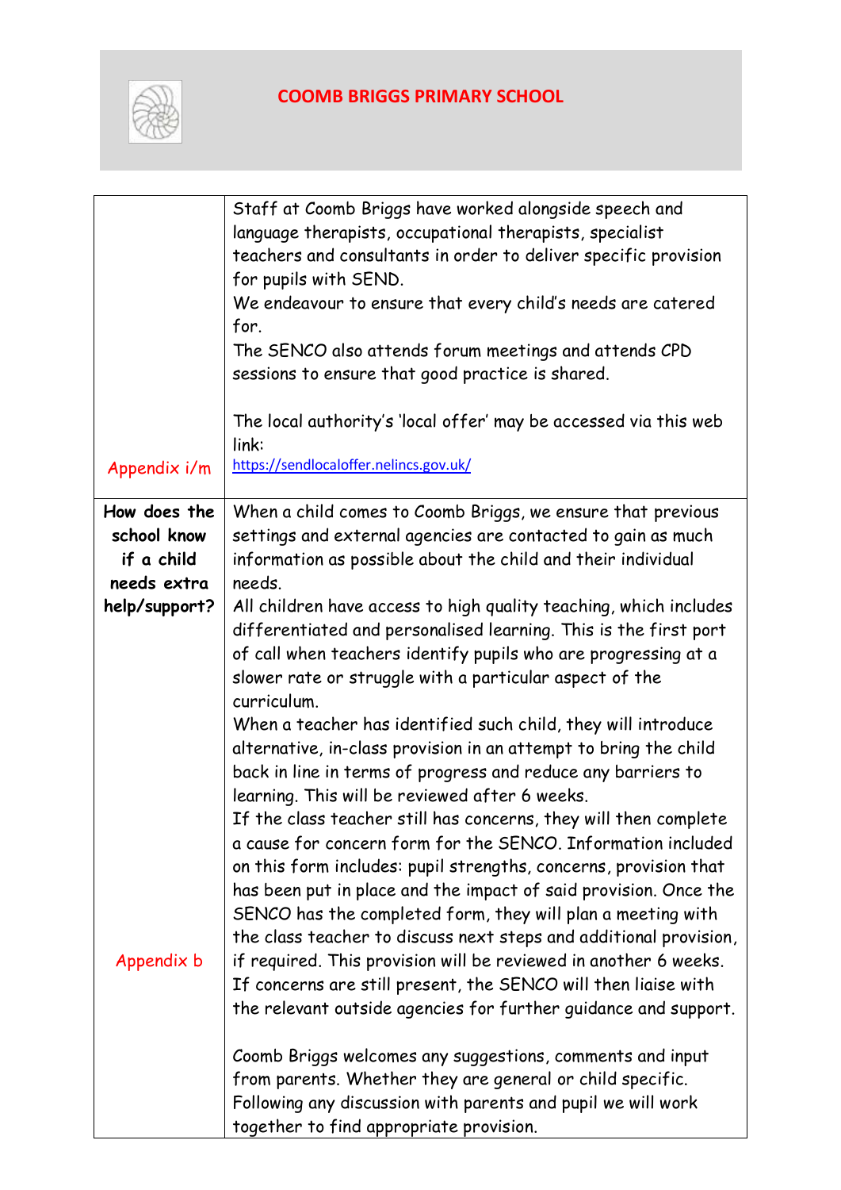| | |
|---|---|
| Appendix i/m | Staff at Coomb Briggs have worked alongside speech and language therapists, occupational therapists, specialist teachers and consultants in order to deliver specific provision for pupils with SEND.<br>We endeavour to ensure that every child's needs are catered for.<br>The SENCO also attends forum meetings and attends CPD sessions to ensure that good practice is shared.<br><br>The local authority's 'local offer' may be accessed via this web link:<br>https://sendlocaloffer.nelincs.gov.uk/ |
| **How does the school know if a child needs extra help/support?**<br><br>Appendix b | When a child comes to Coomb Briggs, we ensure that previous settings and external agencies are contacted to gain as much information as possible about the child and their individual needs.<br>All children have access to high quality teaching, which includes differentiated and personalised learning. This is the first port of call when teachers identify pupils who are progressing at a slower rate or struggle with a particular aspect of the curriculum.<br>When a teacher has identified such child, they will introduce alternative, in-class provision in an attempt to bring the child back in line in terms of progress and reduce any barriers to learning. This will be reviewed after 6 weeks.<br>If the class teacher still has concerns, they will then complete a cause for concern form for the SENCO. Information included on this form includes: pupil strengths, concerns, provision that has been put in place and the impact of said provision. Once the SENCO has the completed form, they will plan a meeting with the class teacher to discuss next steps and additional provision, if required. This provision will be reviewed in another 6 weeks.<br>If concerns are still present, the SENCO will then liaise with the relevant outside agencies for further guidance and support.<br><br>Coomb Briggs welcomes any suggestions, comments and input from parents. Whether they are general or child specific. Following any discussion with parents and pupil we will work together to find appropriate provision. |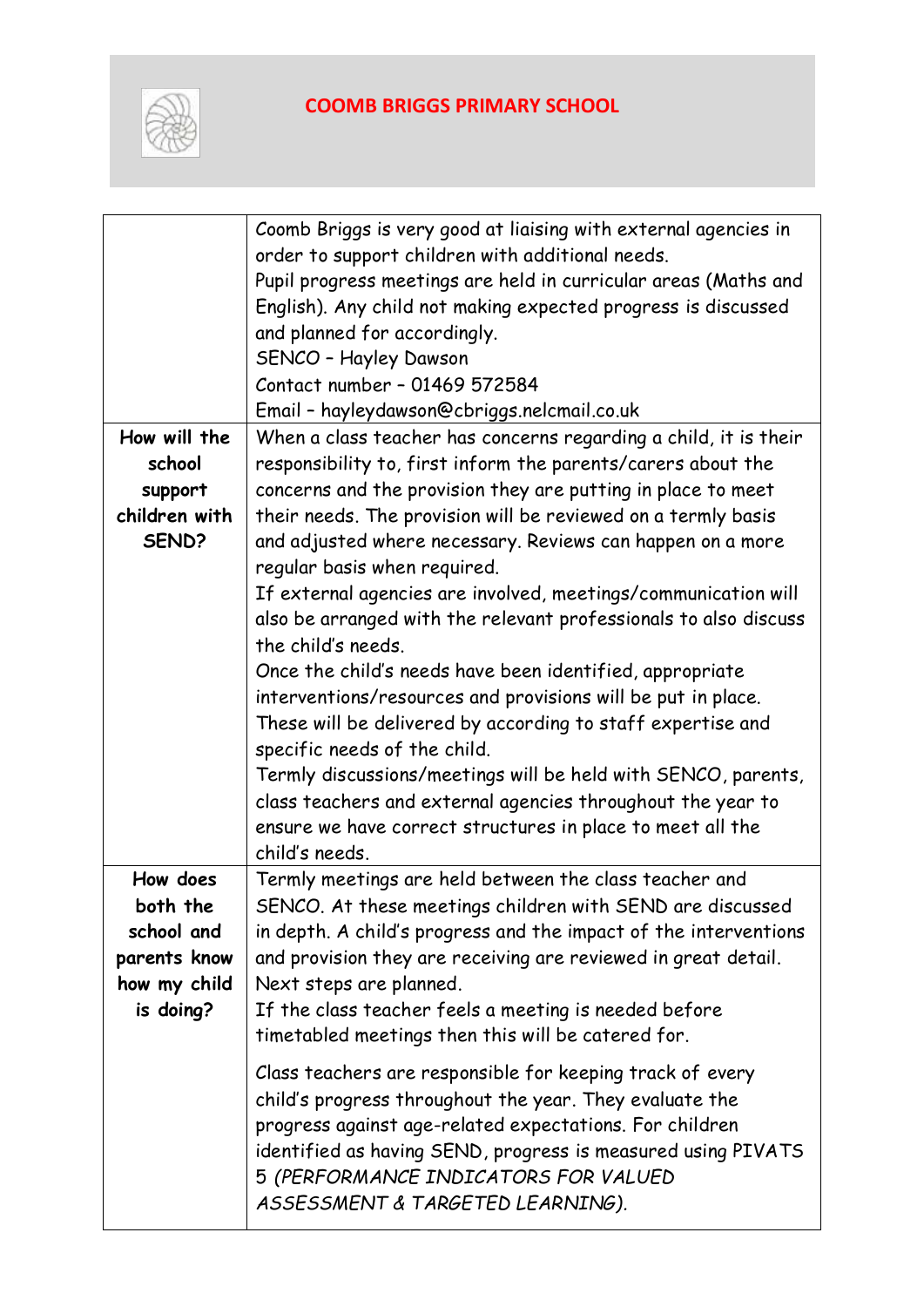| | |
|---|---|
| | Coomb Briggs is very good at liaising with external agencies in order to support children with additional needs.<br>Pupil progress meetings are held in curricular areas (Maths and English). Any child not making expected progress is discussed and planned for accordingly.<br>SENCO – Hayley Dawson<br>Contact number – 01469 572584<br>Email – hayleydawson@cbriggs.nelcmail.co.uk |
| **How will the school support children with SEND?** | When a class teacher has concerns regarding a child, it is their responsibility to, first inform the parents/carers about the concerns and the provision they are putting in place to meet their needs. The provision will be reviewed on a termly basis and adjusted where necessary. Reviews can happen on a more regular basis when required.<br>If external agencies are involved, meetings/communication will also be arranged with the relevant professionals to also discuss the child's needs.<br>Once the child's needs have been identified, appropriate interventions/resources and provisions will be put in place. These will be delivered by according to staff expertise and specific needs of the child.<br>Termly discussions/meetings will be held with SENCO, parents, class teachers and external agencies throughout the year to ensure we have correct structures in place to meet all the child's needs. |
| **How does both the school and parents know how my child is doing?** | Termly meetings are held between the class teacher and SENCO. At these meetings children with SEND are discussed in depth. A child's progress and the impact of the interventions and provision they are receiving are reviewed in great detail. Next steps are planned.<br>If the class teacher feels a meeting is needed before timetabled meetings then this will be catered for.<br><br>Class teachers are responsible for keeping track of every child's progress throughout the year. They evaluate the progress against age-related expectations. For children identified as having SEND, progress is measured using PIVATS 5 *(PERFORMANCE INDICATORS FOR VALUED ASSESSMENT & TARGETED LEARNING).* |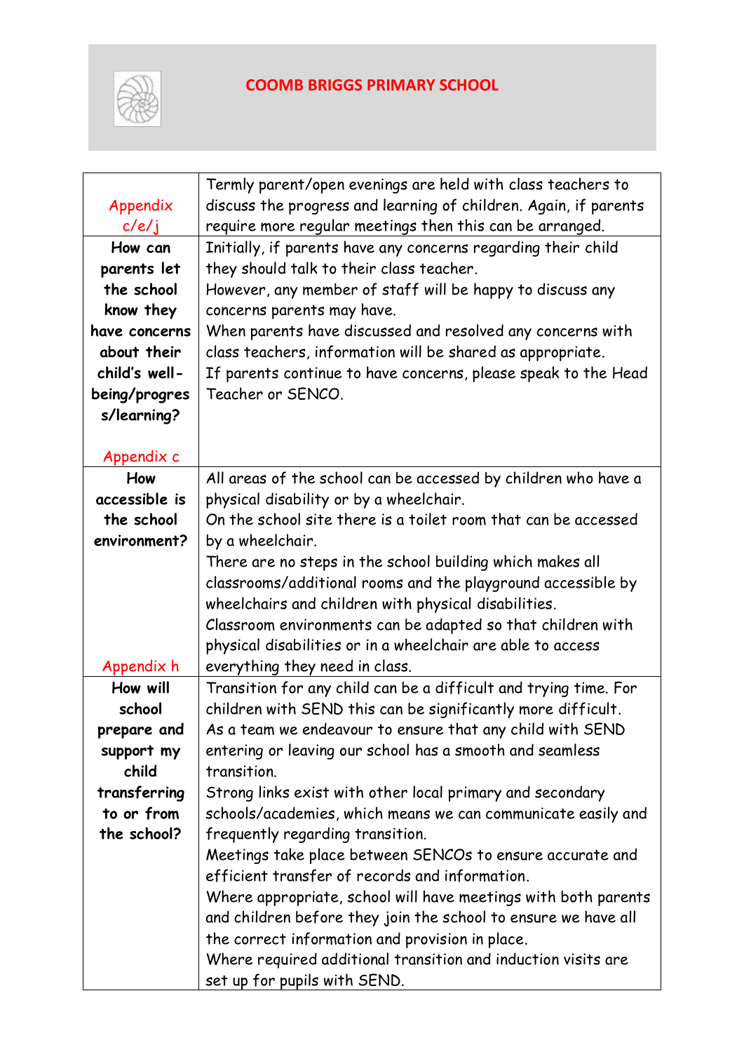# COOMB BRIGGS PRIMARY SCHOOL

| | |
|---|---|
| Appendix c/e/j | Termly parent/open evenings are held with class teachers to discuss the progress and learning of children. Again, if parents require more regular meetings then this can be arranged. |
| **How can parents let the school know they have concerns about their child's well-being/progress/learning?** <br><br> Appendix c | Initially, if parents have any concerns regarding their child they should talk to their class teacher.<br>However, any member of staff will be happy to discuss any concerns parents may have.<br>When parents have discussed and resolved any concerns with class teachers, information will be shared as appropriate.<br>If parents continue to have concerns, please speak to the Head Teacher or SENCO. |
| **How accessible is the school environment?** <br><br> Appendix h | All areas of the school can be accessed by children who have a physical disability or by a wheelchair.<br>On the school site there is a toilet room that can be accessed by a wheelchair.<br>There are no steps in the school building which makes all classrooms/additional rooms and the playground accessible by wheelchairs and children with physical disabilities.<br>Classroom environments can be adapted so that children with physical disabilities or in a wheelchair are able to access everything they need in class. |
| **How will school prepare and support my child transferring to or from the school?** | Transition for any child can be a difficult and trying time. For children with SEND this can be significantly more difficult. As a team we endeavour to ensure that any child with SEND entering or leaving our school has a smooth and seamless transition.<br>Strong links exist with other local primary and secondary schools/academies, which means we can communicate easily and frequently regarding transition.<br>Meetings take place between SENCOs to ensure accurate and efficient transfer of records and information.<br>Where appropriate, school will have meetings with both parents and children before they join the school to ensure we have all the correct information and provision in place.<br>Where required additional transition and induction visits are set up for pupils with SEND. |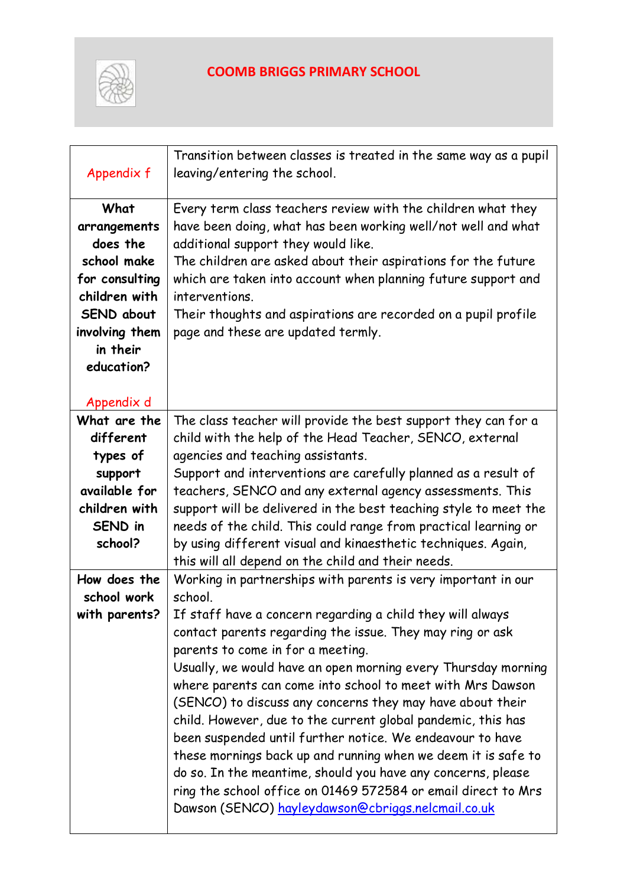| | |
|---|---|
| Appendix f | Transition between classes is treated in the same way as a pupil leaving/entering the school. |
| **What arrangements does the school make for consulting children with SEND about involving them in their education?**<br><br>Appendix d | Every term class teachers review with the children what they have been doing, what has been working well/not well and what additional support they would like.<br>The children are asked about their aspirations for the future which are taken into account when planning future support and interventions.<br>Their thoughts and aspirations are recorded on a pupil profile page and these are updated termly. |
| **What are the different types of support available for children with SEND in school?** | The class teacher will provide the best support they can for a child with the help of the Head Teacher, SENCO, external agencies and teaching assistants.<br>Support and interventions are carefully planned as a result of teachers, SENCO and any external agency assessments. This support will be delivered in the best teaching style to meet the needs of the child. This could range from practical learning or by using different visual and kinaesthetic techniques. Again, this will all depend on the child and their needs. |
| **How does the school work with parents?** | Working in partnerships with parents is very important in our school.<br>If staff have a concern regarding a child they will always contact parents regarding the issue. They may ring or ask parents to come in for a meeting.<br>Usually, we would have an open morning every Thursday morning where parents can come into school to meet with Mrs Dawson (SENCO) to discuss any concerns they may have about their child. However, due to the current global pandemic, this has been suspended until further notice. We endeavour to have these mornings back up and running when we deem it is safe to do so. In the meantime, should you have any concerns, please ring the school office on 01469 572584 or email direct to Mrs Dawson (SENCO) hayleydawson@cbriggs.nelcmail.co.uk |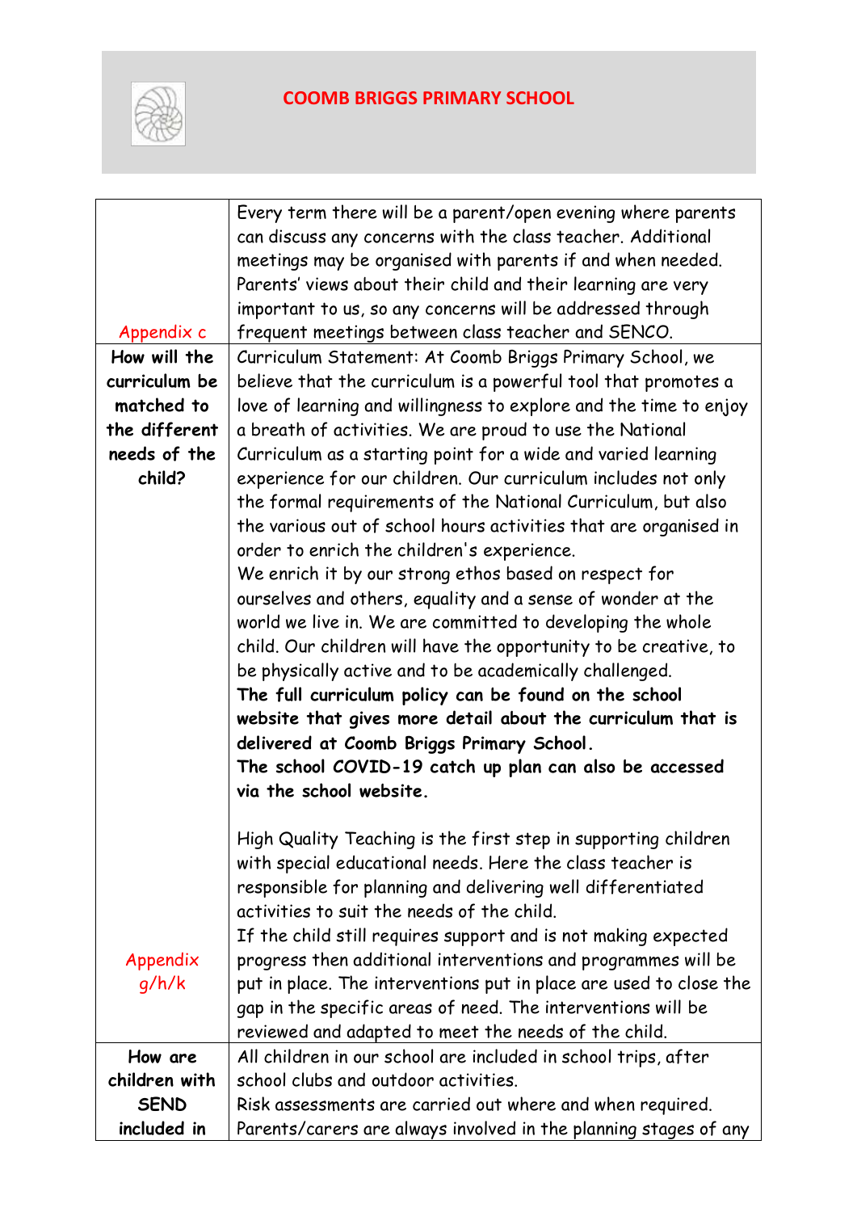| | |
|---|---|
| Appendix c | Every term there will be a parent/open evening where parents can discuss any concerns with the class teacher. Additional meetings may be organised with parents if and when needed. Parents' views about their child and their learning are very important to us, so any concerns will be addressed through frequent meetings between class teacher and SENCO. |
| **How will the curriculum be matched to the different needs of the child?**<br><br>Appendix g/h/k | Curriculum Statement: At Coomb Briggs Primary School, we believe that the curriculum is a powerful tool that promotes a love of learning and willingness to explore and the time to enjoy a breath of activities. We are proud to use the National Curriculum as a starting point for a wide and varied learning experience for our children. Our curriculum includes not only the formal requirements of the National Curriculum, but also the various out of school hours activities that are organised in order to enrich the children's experience.<br>We enrich it by our strong ethos based on respect for ourselves and others, equality and a sense of wonder at the world we live in. We are committed to developing the whole child. Our children will have the opportunity to be creative, to be physically active and to be academically challenged.<br>**The full curriculum policy can be found on the school website that gives more detail about the curriculum that is delivered at Coomb Briggs Primary School.**<br>**The school COVID-19 catch up plan can also be accessed via the school website.**<br><br>High Quality Teaching is the first step in supporting children with special educational needs. Here the class teacher is responsible for planning and delivering well differentiated activities to suit the needs of the child.<br>If the child still requires support and is not making expected progress then additional interventions and programmes will be put in place. The interventions put in place are used to close the gap in the specific areas of need. The interventions will be reviewed and adapted to meet the needs of the child. |
| **How are children with SEND included in** | All children in our school are included in school trips, after school clubs and outdoor activities.<br>Risk assessments are carried out where and when required.<br>Parents/carers are always involved in the planning stages of any |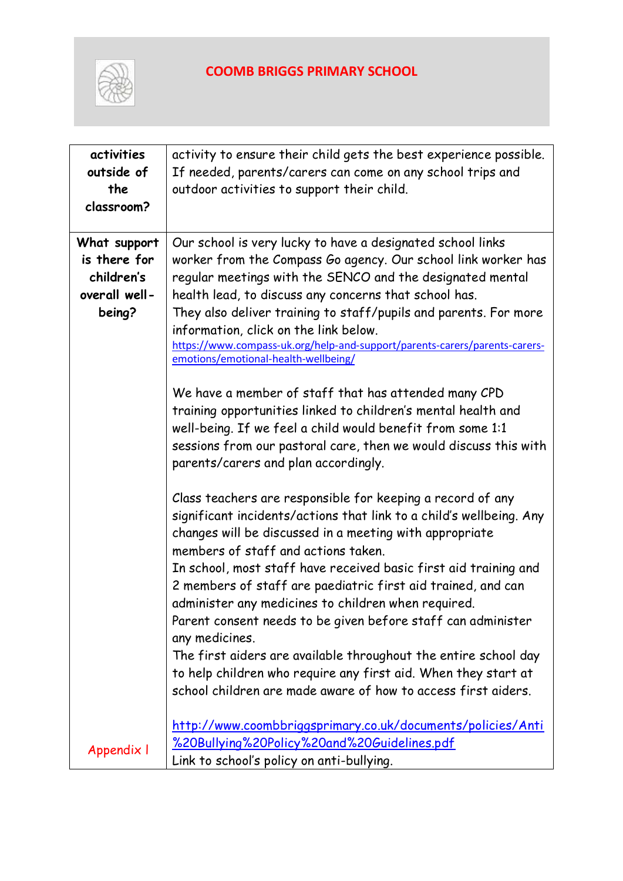| activities outside of the classroom? | activity to ensure their child gets the best experience possible. If needed, parents/carers can come on any school trips and outdoor activities to support their child. |
|---|---|
| What support is there for children's overall well-being? | Our school is very lucky to have a designated school links worker from the Compass Go agency. Our school link worker has regular meetings with the SENCO and the designated mental health lead, to discuss any concerns that school has.<br>They also deliver training to staff/pupils and parents. For more information, click on the link below.<br>https://www.compass-uk.org/help-and-support/parents-carers/parents-carers-emotions/emotional-health-wellbeing/<br><br>We have a member of staff that has attended many CPD training opportunities linked to children's mental health and well-being. If we feel a child would benefit from some 1:1 sessions from our pastoral care, then we would discuss this with parents/carers and plan accordingly.<br><br>Class teachers are responsible for keeping a record of any significant incidents/actions that link to a child's wellbeing. Any changes will be discussed in a meeting with appropriate members of staff and actions taken.<br>In school, most staff have received basic first aid training and 2 members of staff are paediatric first aid trained, and can administer any medicines to children when required.<br>Parent consent needs to be given before staff can administer any medicines.<br>The first aiders are available throughout the entire school day to help children who require any first aid. When they start at school children are made aware of how to access first aiders.<br><br>http://www.coombbriggsprimary.co.uk/documents/policies/Anti%20Bullying%20Policy%20and%20Guidelines.pdf<br>Link to school's policy on anti-bullying. |
| Appendix I | |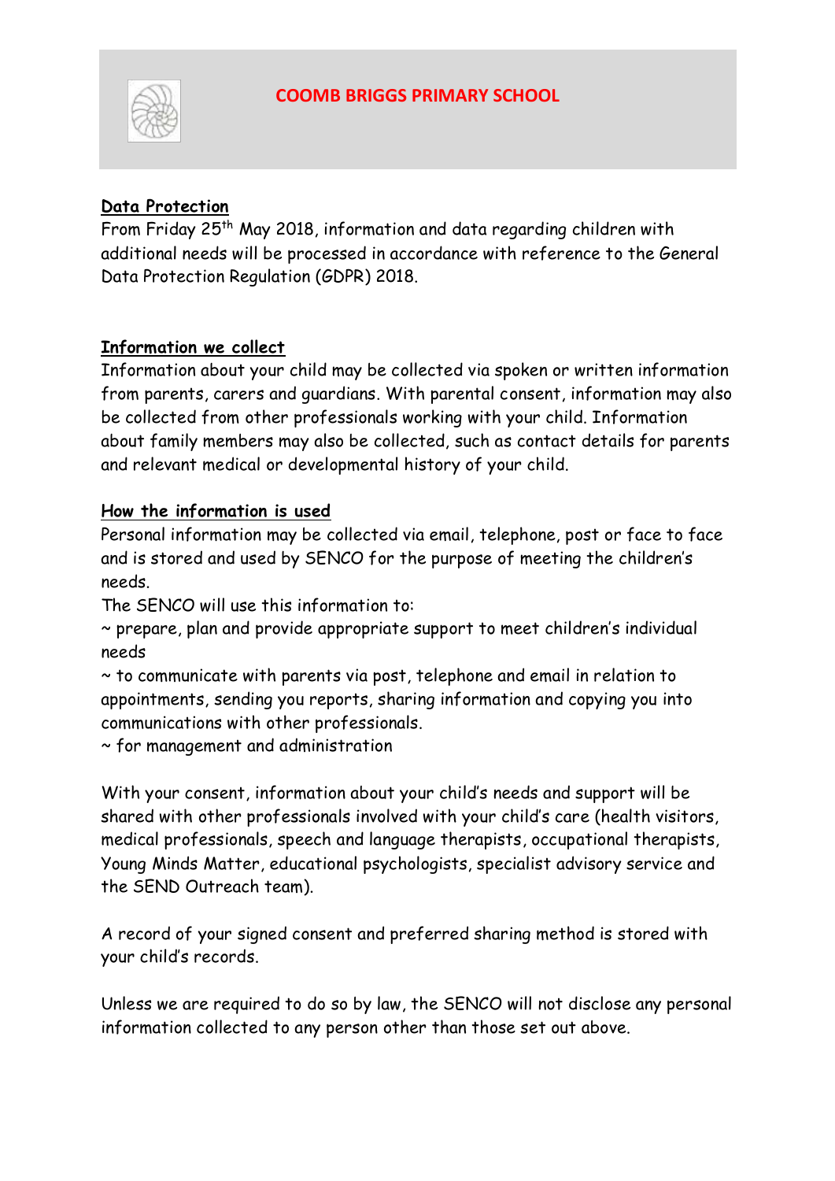**COOMB BRIGGS PRIMARY SCHOOL**

## Data Protection

From Friday 25th May 2018, information and data regarding children with additional needs will be processed in accordance with reference to the General Data Protection Regulation (GDPR) 2018.

## Information we collect

Information about your child may be collected via spoken or written information from parents, carers and guardians. With parental consent, information may also be collected from other professionals working with your child. Information about family members may also be collected, such as contact details for parents and relevant medical or developmental history of your child.

## How the information is used

Personal information may be collected via email, telephone, post or face to face and is stored and used by SENCO for the purpose of meeting the children's needs.

The SENCO will use this information to:

~ prepare, plan and provide appropriate support to meet children's individual needs

~ to communicate with parents via post, telephone and email in relation to appointments, sending you reports, sharing information and copying you into communications with other professionals.

~ for management and administration

With your consent, information about your child's needs and support will be shared with other professionals involved with your child's care (health visitors, medical professionals, speech and language therapists, occupational therapists, Young Minds Matter, educational psychologists, specialist advisory service and the SEND Outreach team).

A record of your signed consent and preferred sharing method is stored with your child's records.

Unless we are required to do so by law, the SENCO will not disclose any personal information collected to any person other than those set out above.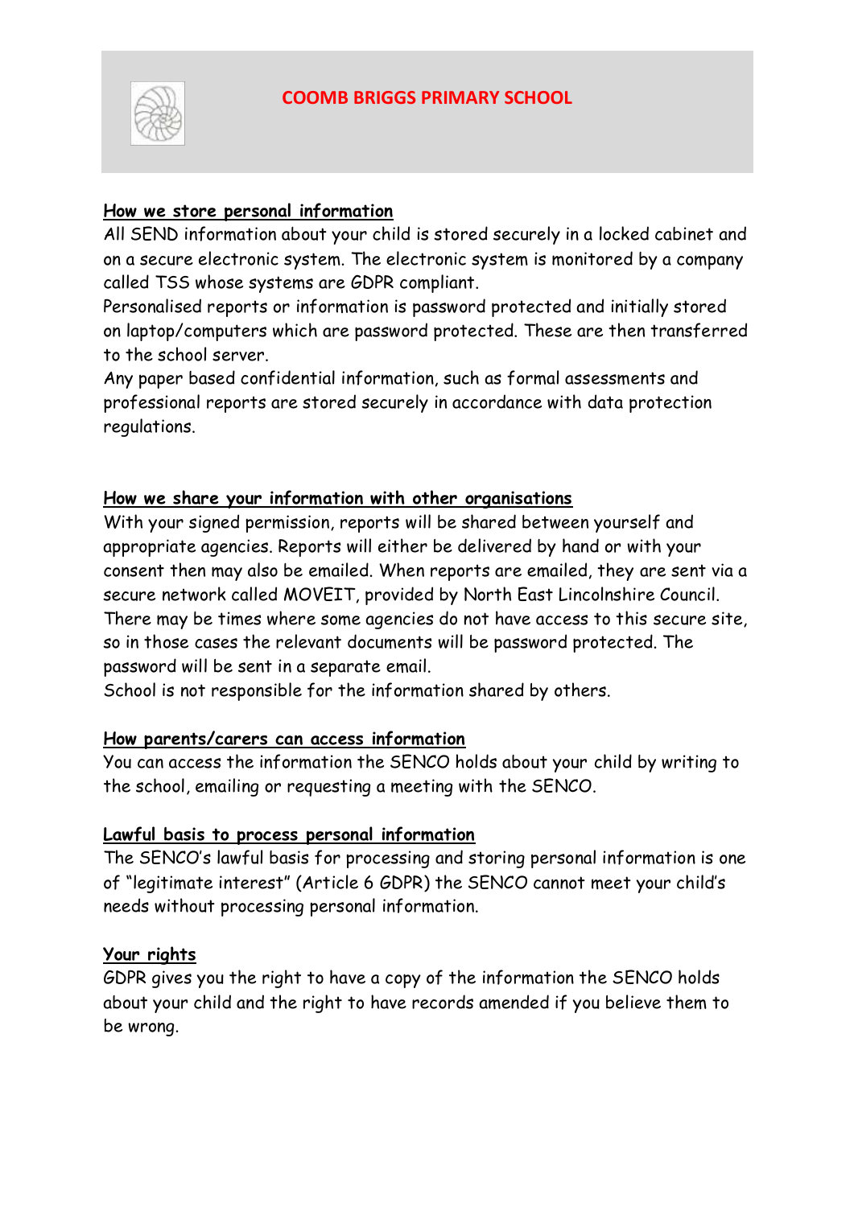**COOMB BRIGGS PRIMARY SCHOOL**

## How we store personal information

All SEND information about your child is stored securely in a locked cabinet and on a secure electronic system. The electronic system is monitored by a company called TSS whose systems are GDPR compliant.

Personalised reports or information is password protected and initially stored on laptop/computers which are password protected. These are then transferred to the school server.

Any paper based confidential information, such as formal assessments and professional reports are stored securely in accordance with data protection regulations.

## How we share your information with other organisations

With your signed permission, reports will be shared between yourself and appropriate agencies. Reports will either be delivered by hand or with your consent then may also be emailed. When reports are emailed, they are sent via a secure network called MOVEIT, provided by North East Lincolnshire Council. There may be times where some agencies do not have access to this secure site, so in those cases the relevant documents will be password protected. The password will be sent in a separate email.

School is not responsible for the information shared by others.

## How parents/carers can access information

You can access the information the SENCO holds about your child by writing to the school, emailing or requesting a meeting with the SENCO.

## Lawful basis to process personal information

The SENCO's lawful basis for processing and storing personal information is one of "legitimate interest" (Article 6 GDPR) the SENCO cannot meet your child's needs without processing personal information.

## Your rights

GDPR gives you the right to have a copy of the information the SENCO holds about your child and the right to have records amended if you believe them to be wrong.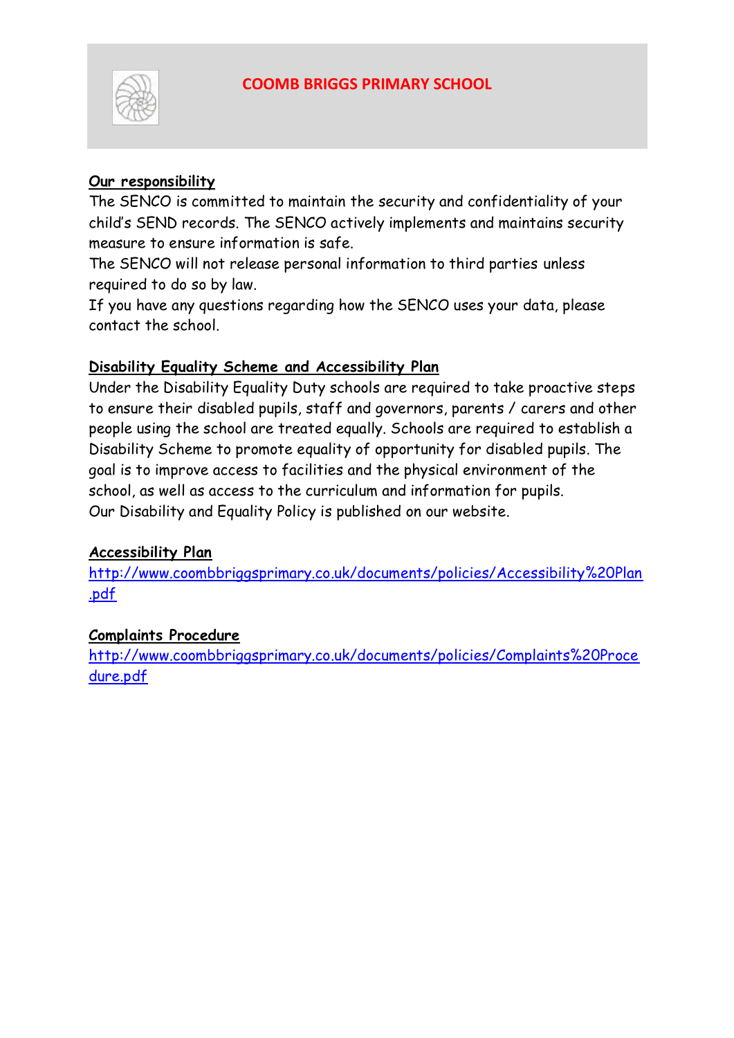**COOMB BRIGGS PRIMARY SCHOOL**

## Our responsibility

The SENCO is committed to maintain the security and confidentiality of your child's SEND records. The SENCO actively implements and maintains security measure to ensure information is safe.

The SENCO will not release personal information to third parties unless required to do so by law.

If you have any questions regarding how the SENCO uses your data, please contact the school.

## Disability Equality Scheme and Accessibility Plan

Under the Disability Equality Duty schools are required to take proactive steps to ensure their disabled pupils, staff and governors, parents / carers and other people using the school are treated equally. Schools are required to establish a Disability Scheme to promote equality of opportunity for disabled pupils. The goal is to improve access to facilities and the physical environment of the school, as well as access to the curriculum and information for pupils.

Our Disability and Equality Policy is published on our website.

## Accessibility Plan

http://www.coombbriggsprimary.co.uk/documents/policies/Accessibility%20Plan.pdf

## Complaints Procedure

http://www.coombbriggsprimary.co.uk/documents/policies/Complaints%20Procedure.pdf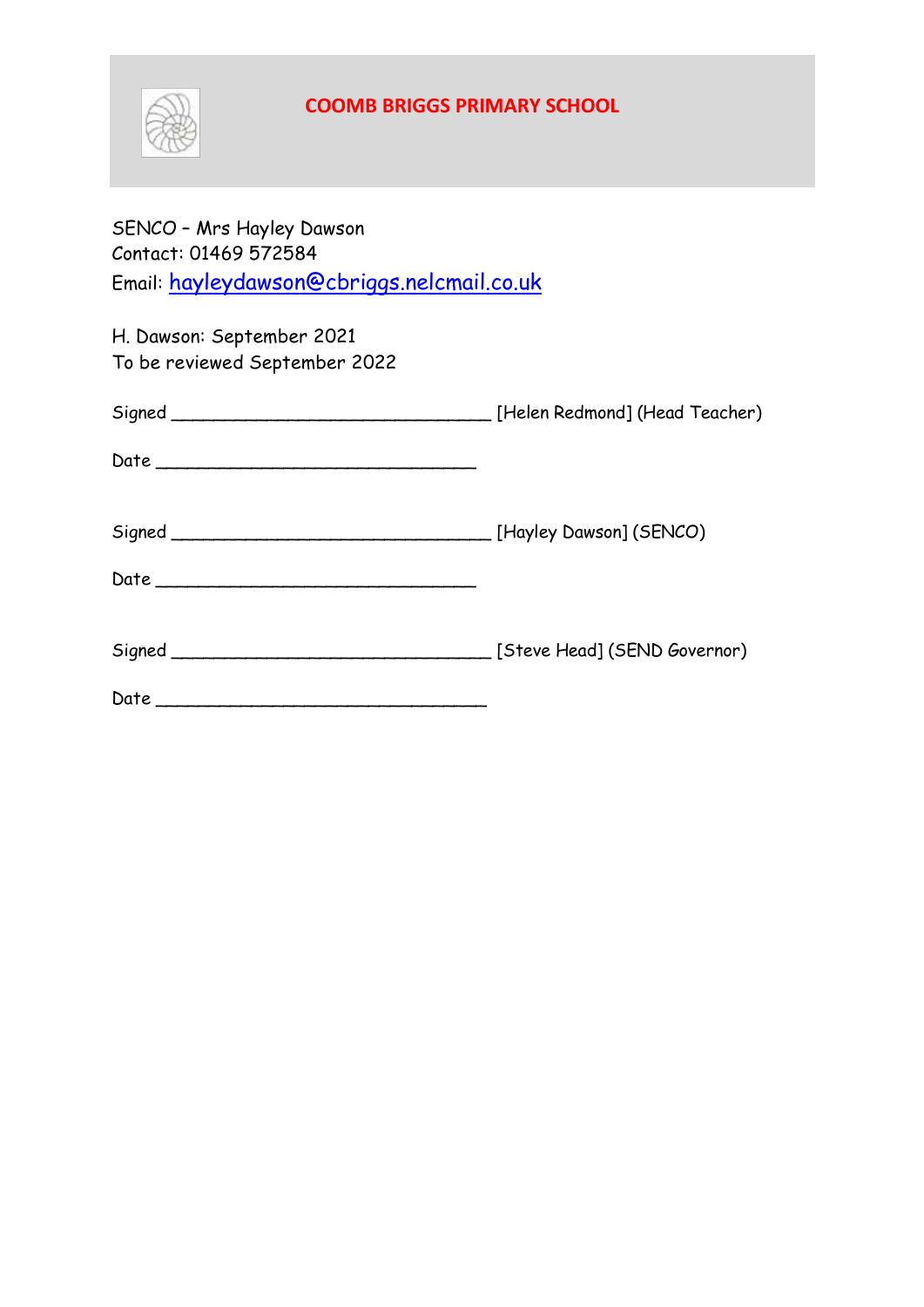**COOMB BRIGGS PRIMARY SCHOOL**

SENCO – Mrs Hayley Dawson
Contact: 01469 572584
Email: hayleydawson@cbriggs.nelcmail.co.uk

H. Dawson: September 2021
To be reviewed September 2022

Signed ______________________________ [Helen Redmond] (Head Teacher)

Date ______________________________

Signed ______________________________ [Hayley Dawson] (SENCO)

Date ______________________________

Signed ______________________________ [Steve Head] (SEND Governor)

Date ______________________________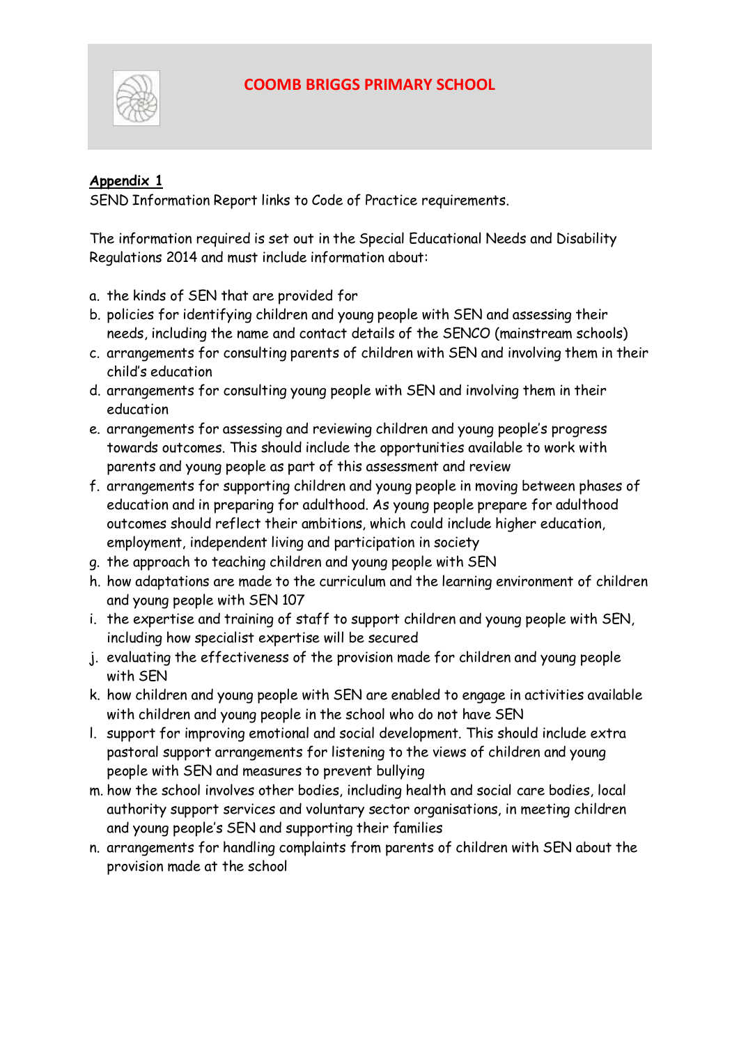# COOMB BRIGGS PRIMARY SCHOOL

**Appendix 1**

SEND Information Report links to Code of Practice requirements.

The information required is set out in the Special Educational Needs and Disability Regulations 2014 and must include information about:

a. the kinds of SEN that are provided for
b. policies for identifying children and young people with SEN and assessing their needs, including the name and contact details of the SENCO (mainstream schools)
c. arrangements for consulting parents of children with SEN and involving them in their child's education
d. arrangements for consulting young people with SEN and involving them in their education
e. arrangements for assessing and reviewing children and young people's progress towards outcomes. This should include the opportunities available to work with parents and young people as part of this assessment and review
f. arrangements for supporting children and young people in moving between phases of education and in preparing for adulthood. As young people prepare for adulthood outcomes should reflect their ambitions, which could include higher education, employment, independent living and participation in society
g. the approach to teaching children and young people with SEN
h. how adaptations are made to the curriculum and the learning environment of children and young people with SEN 107
i. the expertise and training of staff to support children and young people with SEN, including how specialist expertise will be secured
j. evaluating the effectiveness of the provision made for children and young people with SEN
k. how children and young people with SEN are enabled to engage in activities available with children and young people in the school who do not have SEN
l. support for improving emotional and social development. This should include extra pastoral support arrangements for listening to the views of children and young people with SEN and measures to prevent bullying
m. how the school involves other bodies, including health and social care bodies, local authority support services and voluntary sector organisations, in meeting children and young people's SEN and supporting their families
n. arrangements for handling complaints from parents of children with SEN about the provision made at the school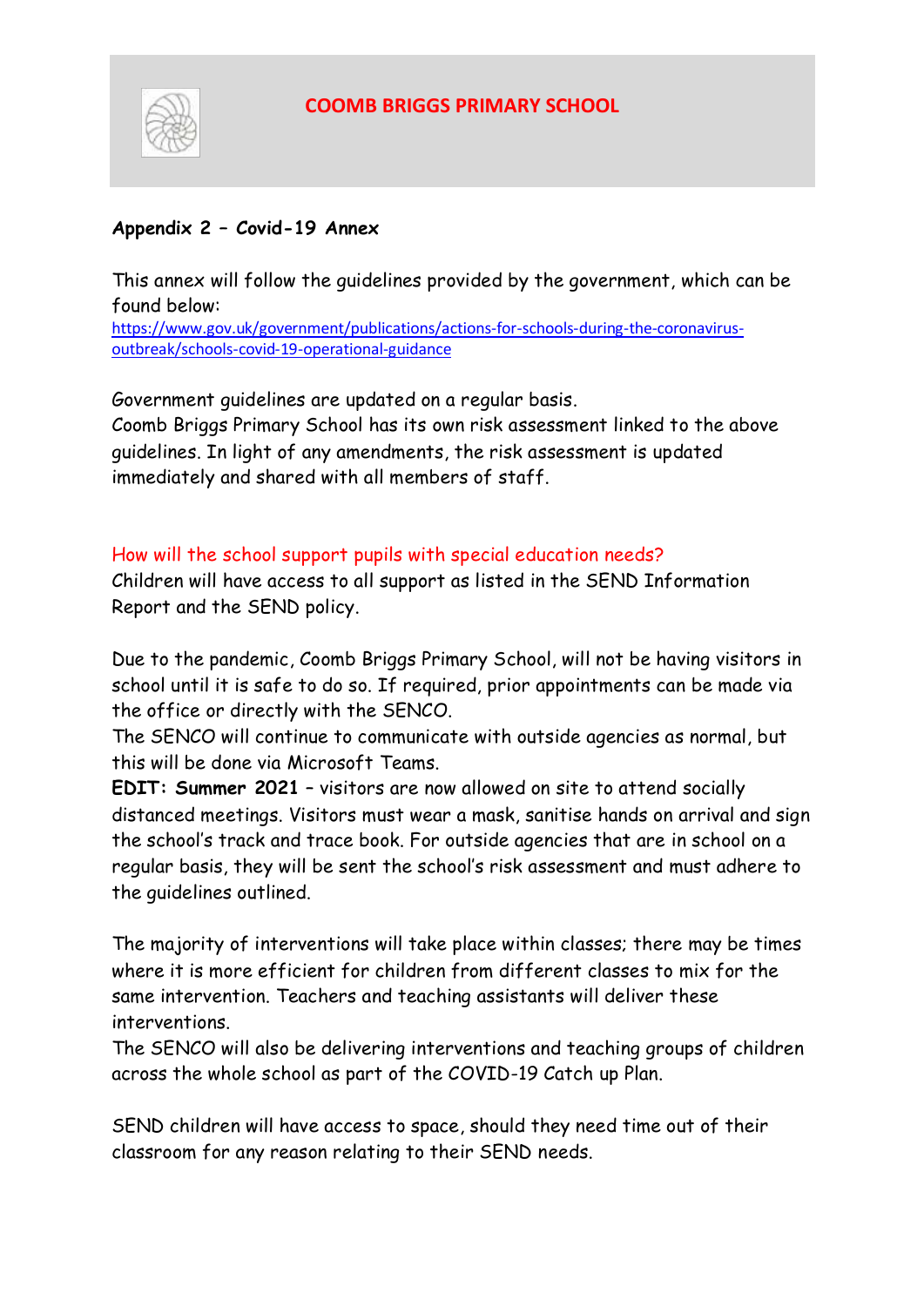# COOMB BRIGGS PRIMARY SCHOOL

**Appendix 2 – Covid-19 Annex**

This annex will follow the guidelines provided by the government, which can be found below:
https://www.gov.uk/government/publications/actions-for-schools-during-the-coronavirus-outbreak/schools-covid-19-operational-guidance

Government guidelines are updated on a regular basis.
Coomb Briggs Primary School has its own risk assessment linked to the above guidelines. In light of any amendments, the risk assessment is updated immediately and shared with all members of staff.

## How will the school support pupils with special education needs?

Children will have access to all support as listed in the SEND Information Report and the SEND policy.

Due to the pandemic, Coomb Briggs Primary School, will not be having visitors in school until it is safe to do so. If required, prior appointments can be made via the office or directly with the SENCO.
The SENCO will continue to communicate with outside agencies as normal, but this will be done via Microsoft Teams.
**EDIT: Summer 2021** – visitors are now allowed on site to attend socially distanced meetings. Visitors must wear a mask, sanitise hands on arrival and sign the school's track and trace book. For outside agencies that are in school on a regular basis, they will be sent the school's risk assessment and must adhere to the guidelines outlined.

The majority of interventions will take place within classes; there may be times where it is more efficient for children from different classes to mix for the same intervention. Teachers and teaching assistants will deliver these interventions.
The SENCO will also be delivering interventions and teaching groups of children across the whole school as part of the COVID-19 Catch up Plan.

SEND children will have access to space, should they need time out of their classroom for any reason relating to their SEND needs.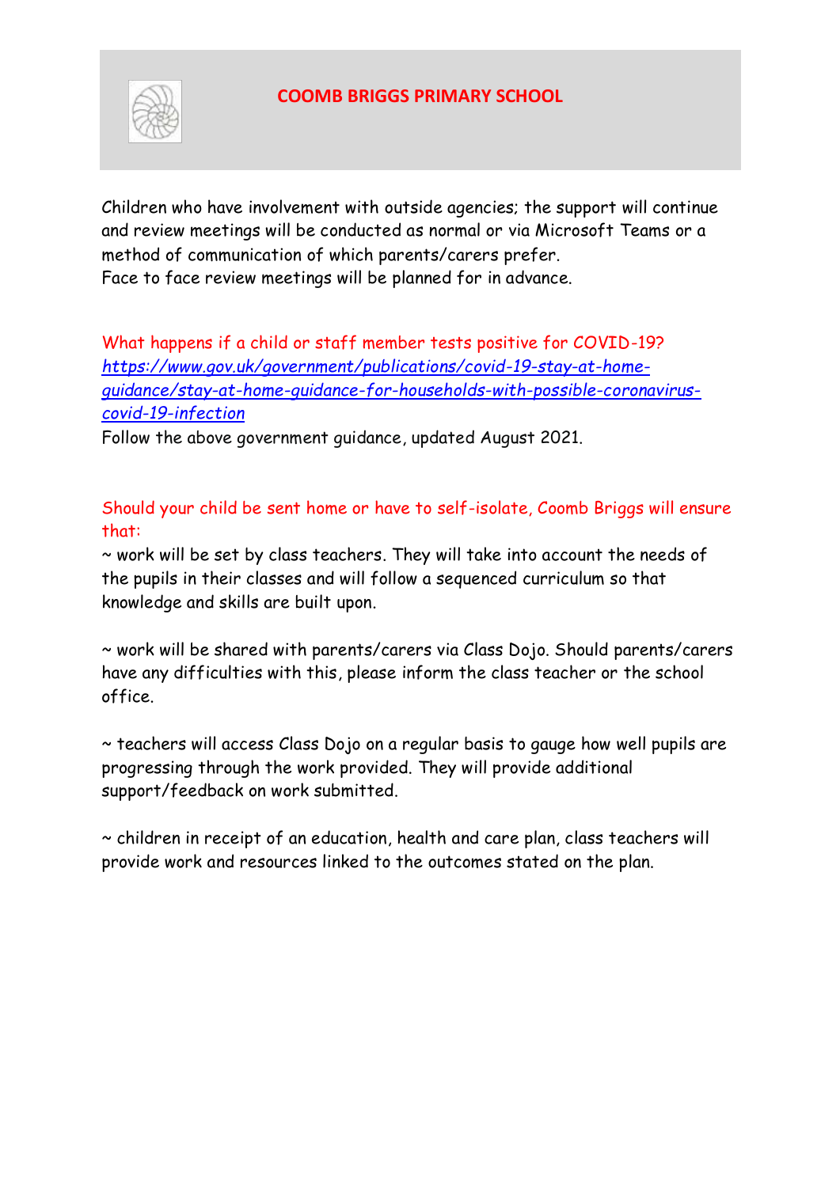Children who have involvement with outside agencies; the support will continue and review meetings will be conducted as normal or via Microsoft Teams or a method of communication of which parents/carers prefer.
Face to face review meetings will be planned for in advance.

What happens if a child or staff member tests positive for COVID-19?
*https://www.gov.uk/government/publications/covid-19-stay-at-home-guidance/stay-at-home-guidance-for-households-with-possible-coronavirus-covid-19-infection*
Follow the above government guidance, updated August 2021.

Should your child be sent home or have to self-isolate, Coomb Briggs will ensure that:

~ work will be set by class teachers. They will take into account the needs of the pupils in their classes and will follow a sequenced curriculum so that knowledge and skills are built upon.

~ work will be shared with parents/carers via Class Dojo. Should parents/carers have any difficulties with this, please inform the class teacher or the school office.

~ teachers will access Class Dojo on a regular basis to gauge how well pupils are progressing through the work provided. They will provide additional support/feedback on work submitted.

~ children in receipt of an education, health and care plan, class teachers will provide work and resources linked to the outcomes stated on the plan.